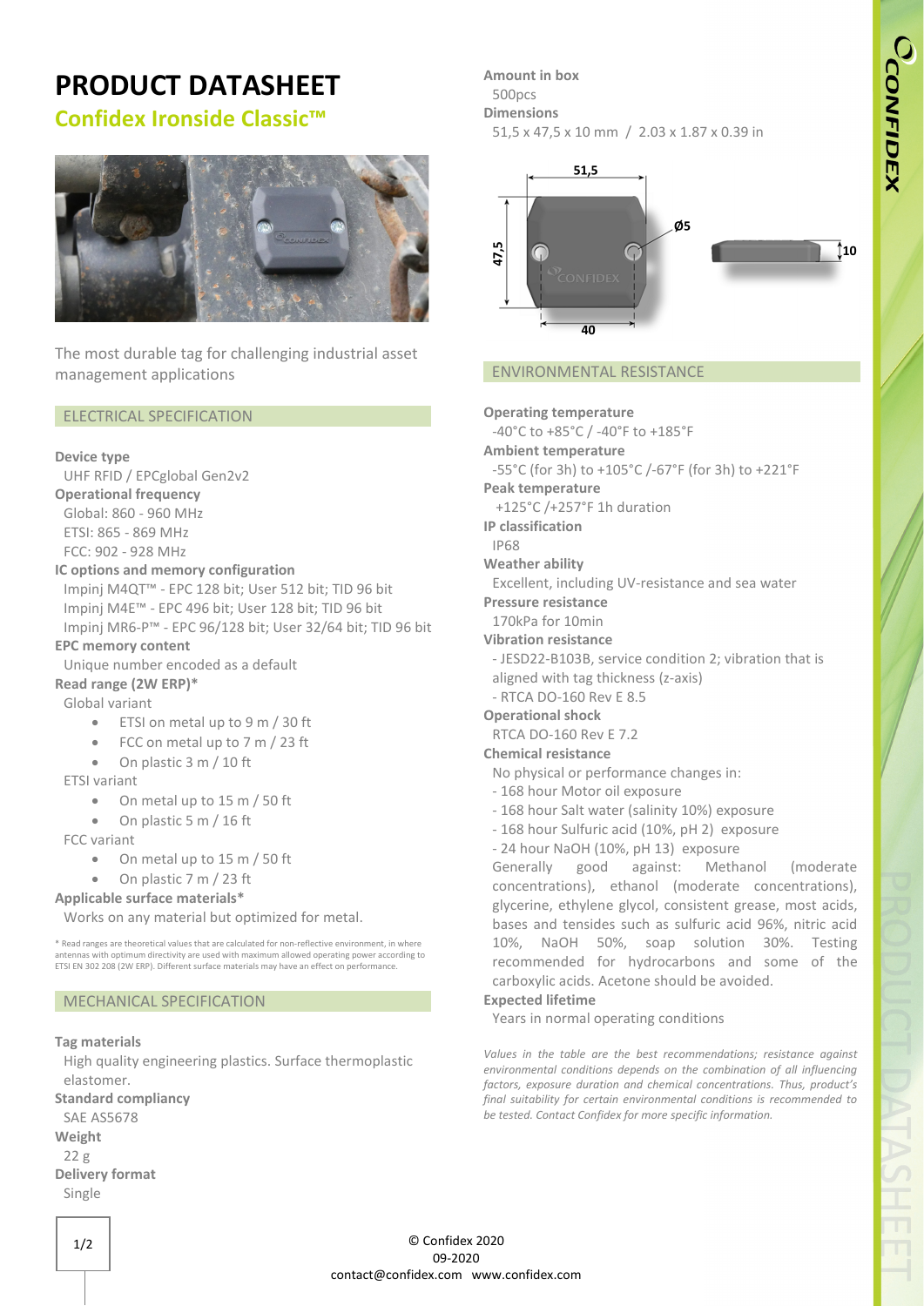# PRODUCT DATASHEET

## Confidex Ironside Classic™

The most durable tag for challenging industrial asset management applications

### ELECTRICAL SPECIFICATION

**Device type**
UHF RFID / EPCglobal Gen2v2

**Operational frequency**
Global: 860 - 960 MHz
ETSI: 865 - 869 MHz
FCC: 902 - 928 MHz

**IC options and memory configuration**
Impinj M4QT™ - EPC 128 bit; User 512 bit; TID 96 bit
Impinj M4E™ - EPC 496 bit; User 128 bit; TID 96 bit
Impinj MR6-P™ - EPC 96/128 bit; User 32/64 bit; TID 96 bit

**EPC memory content**
Unique number encoded as a default

**Read range (2W ERP)***
Global variant

- ETSI on metal up to 9 m / 30 ft
- FCC on metal up to 7 m / 23 ft
- On plastic 3 m / 10 ft

ETSI variant

- On metal up to 15 m / 50 ft
- On plastic 5 m / 16 ft

FCC variant

- On metal up to 15 m / 50 ft
- On plastic 7 m / 23 ft

**Applicable surface materials***
Works on any material but optimized for metal.

* Read ranges are theoretical values that are calculated for non-reflective environment, in where antennas with optimum directivity are used with maximum allowed operating power according to ETSI EN 302 208 (2W ERP). Different surface materials may have an effect on performance.

### MECHANICAL SPECIFICATION

**Tag materials**
High quality engineering plastics. Surface thermoplastic elastomer.

**Standard compliancy**
SAE AS5678

**Weight**
22 g

**Delivery format**
Single

**Amount in box**
500pcs

**Dimensions**
51,5 x 47,5 x 10 mm / 2.03 x 1.87 x 0.39 in

### ENVIRONMENTAL RESISTANCE

**Operating temperature**
-40°C to +85°C / -40°F to +185°F

**Ambient temperature**
-55°C (for 3h) to +105°C /-67°F (for 3h) to +221°F

**Peak temperature**
+125°C /+257°F 1h duration

**IP classification**
IP68

**Weather ability**
Excellent, including UV-resistance and sea water

**Pressure resistance**
170kPa for 10min

**Vibration resistance**
- JESD22-B103B, service condition 2; vibration that is aligned with tag thickness (z-axis)
- RTCA DO-160 Rev E 8.5

**Operational shock**
RTCA DO-160 Rev E 7.2

**Chemical resistance**
No physical or performance changes in:
- 168 hour Motor oil exposure
- 168 hour Salt water (salinity 10%) exposure
- 168 hour Sulfuric acid (10%, pH 2) exposure
- 24 hour NaOH (10%, pH 13) exposure

Generally good against: Methanol (moderate concentrations), ethanol (moderate concentrations), glycerine, ethylene glycol, consistent grease, most acids, bases and tensides such as sulfuric acid 96%, nitric acid 10%, NaOH 50%, soap solution 30%. Testing recommended for hydrocarbons and some of the carboxylic acids. Acetone should be avoided.

**Expected lifetime**
Years in normal operating conditions

*Values in the table are the best recommendations; resistance against environmental conditions depends on the combination of all influencing factors, exposure duration and chemical concentrations. Thus, product's final suitability for certain environmental conditions is recommended to be tested. Contact Confidex for more specific information.*

© Confidex 2020
09-2020
contact@confidex.com www.confidex.com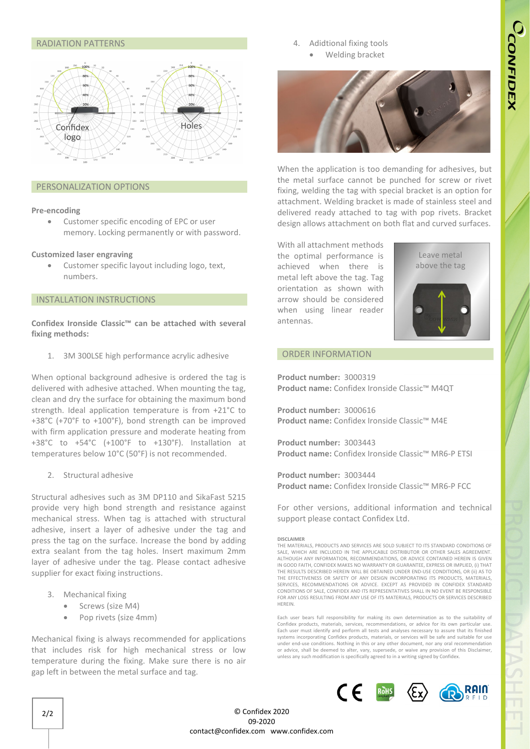## RADIATION PATTERNS

Confidex logo

Holes

## PERSONALIZATION OPTIONS

**Pre-encoding**

- Customer specific encoding of EPC or user memory. Locking permanently or with password.

**Customized laser engraving**

- Customer specific layout including logo, text, numbers.

## INSTALLATION INSTRUCTIONS

**Confidex Ironside Classic™ can be attached with several fixing methods:**

1. 3M 300LSE high performance acrylic adhesive

When optional background adhesive is ordered the tag is delivered with adhesive attached. When mounting the tag, clean and dry the surface for obtaining the maximum bond strength. Ideal application temperature is from +21°C to +38°C (+70°F to +100°F), bond strength can be improved with firm application pressure and moderate heating from +38°C to +54°C (+100°F to +130°F). Installation at temperatures below 10°C (50°F) is not recommended.

2. Structural adhesive

Structural adhesives such as 3M DP110 and SikaFast 5215 provide very high bond strength and resistance against mechanical stress. When tag is attached with structural adhesive, insert a layer of adhesive under the tag and press the tag on the surface. Increase the bond by adding extra sealant from the tag holes. Insert maximum 2mm layer of adhesive under the tag. Please contact adhesive supplier for exact fixing instructions.

3. Mechanical fixing
   - Screws (size M4)
   - Pop rivets (size 4mm)

Mechanical fixing is always recommended for applications that includes risk for high mechanical stress or low temperature during the fixing. Make sure there is no air gap left in between the metal surface and tag.

4. Adidtional fixing tools
   - Welding bracket

When the application is too demanding for adhesives, but the metal surface cannot be punched for screw or rivet fixing, welding the tag with special bracket is an option for attachment. Welding bracket is made of stainless steel and delivered ready attached to tag with pop rivets. Bracket design allows attachment on both flat and curved surfaces.

With all attachment methods the optimal performance is achieved when there is metal left above the tag. Tag orientation as shown with arrow should be considered when using linear reader antennas.

Leave metal above the tag

## ORDER INFORMATION

**Product number:** 3000319
**Product name:** Confidex Ironside Classic™ M4QT

**Product number:** 3000616
**Product name:** Confidex Ironside Classic™ M4E

**Product number:** 3003443
**Product name:** Confidex Ironside Classic™ MR6-P ETSI

**Product number:** 3003444
**Product name:** Confidex Ironside Classic™ MR6-P FCC

For other versions, additional information and technical support please contact Confidex Ltd.

**DISCLAIMER**

THE MATERIALS, PRODUCTS AND SERVICES ARE SOLD SUBJECT TO ITS STANDARD CONDITIONS OF SALE, WHICH ARE INCLUDED IN THE APPLICABLE DISTRIBUTOR OR OTHER SALES AGREEMENT. ALTHOUGH ANY INFORMATION, RECOMMENDATIONS, OR ADVICE CONTAINED HEREIN IS GIVEN IN GOOD FAITH, CONFIDEX MAKES NO WARRANTY OR GUARANTEE, EXPRESS OR IMPLIED, (i) THAT THE RESULTS DESCRIBED HEREIN WILL BE OBTAINED UNDER END-USE CONDITIONS, OR (ii) AS TO THE EFFECTIVENESS OR SAFETY OF ANY DESIGN INCORPORATING ITS PRODUCTS, MATERIALS, SERVICES, RECOMMENDATIONS OR ADVICE. EXCEPT AS PROVIDED IN CONFIDEX STANDARD CONDITIONS OF SALE, CONFIDEX AND ITS REPRESENTATIVES SHALL IN NO EVENT BE RESPONSIBLE FOR ANY LOSS RESULTING FROM ANY USE OF ITS MATERIALS, PRODUCTS OR SERVICES DESCRIBED HEREIN.

Each user bears full responsibility for making its own determination as to the suitability of Confidex products, materials, services, recommendations, or advice for its own particular use. Each user must identify and perform all tests and analyses necessary to assure that its finished systems incorporating Confidex products, materials, or services will be safe and suitable for use under end-use conditions. Nothing in this or any other document, nor any oral recommendation or advice, shall be deemed to alter, vary, supersede, or waive any provision of this Disclaimer, unless any such modification is specifically agreed to in a writing signed by Confidex.

© Confidex 2020
09-2020
contact@confidex.com www.confidex.com